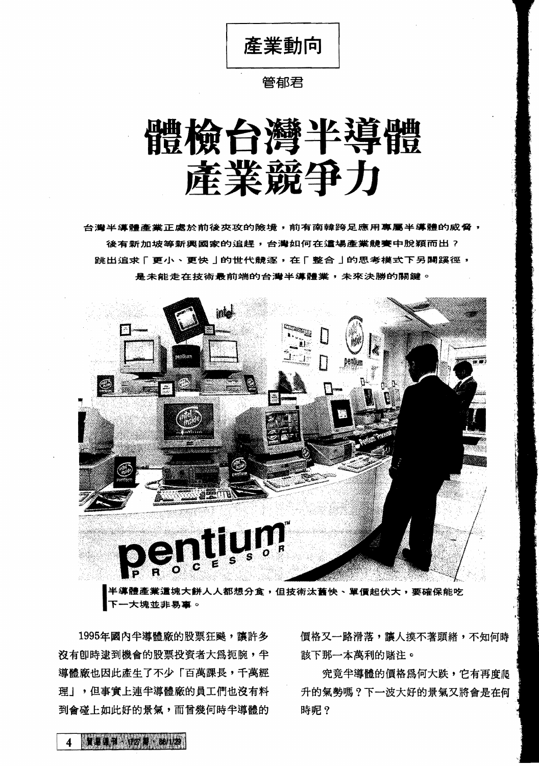產業動向

管郁君

# 體檢台灣半導體產業競爭力

**台灣半導體產業正處於前後夾攻的險境，前有南韓跨足應用專屬半導體的威脅，後有新加坡等新興國家的追趕，台灣如何在這場產業競賽中脫穎而出？跳出追求「更小、更快」的世代競逐，在「整合」的思考模式下另闢蹊徑，是未能走在技術最前端的台灣半導體業，未來決勝的關鍵。**

半導體產業這塊大餅人人都想分食，但技術汰舊快、單價起伏大，要確保能吃下一大塊並非易事。

1995年國內半導體廠的股票狂飆，讓許多沒有即時逮到機會的股票投資者大爲扼腕，半導體廠也因此產生了不少「百萬課長，千萬經理」，但事實上連半導體廠的員工們也沒有料到會碰上如此好的景氣，而曾幾何時半導體的價格又一路滑落，讓人摸不著頭緒，不知何時該下那一本萬利的賭注。

究竟半導體的價格爲何大跌，它有再度爬升的氣勢嗎？下一波大好的景氣又將會是在何時呢？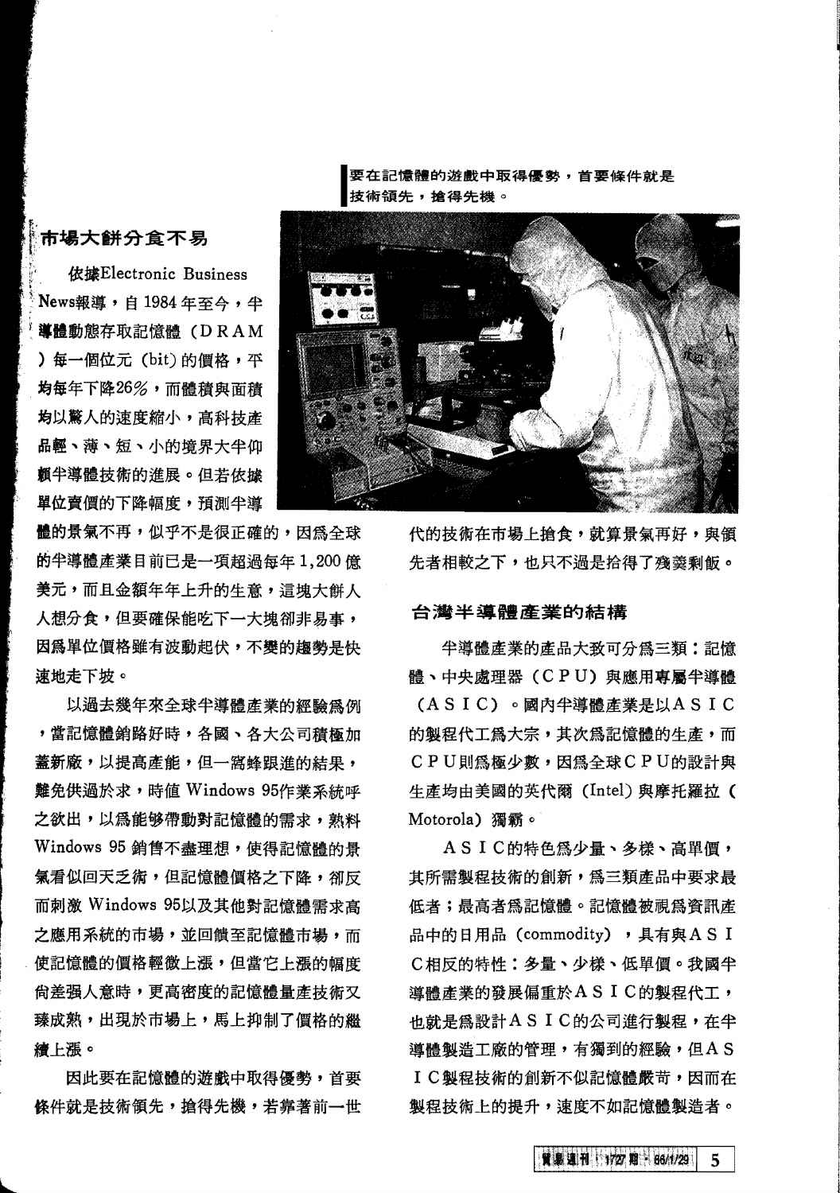要在記憶體的遊戲中取得優勢，首要條件就是技術領先，搶得先機。

## 市場大餅分食不易

依據Electronic Business News報導，自 1984 年至今，半導體動態存取記憶體（DRAM）每一個位元（bit）的價格，平均每年下降26%，而體積與面積均以驚人的速度縮小，高科技產品輕、薄、短、小的境界大半仰賴半導體技術的進展。但若依據單位賣價的下降幅度，預測半導體的景氣不再，似乎不是很正確的，因為全球的半導體產業目前已是一項超過每年 1,200 億美元，而且金額年年上升的生意，這塊大餅人人想分食，但要確保能吃下一大塊卻非易事，因為單位價格雖有波動起伏，不變的趨勢是快速地走下坡。

以過去幾年來全球半導體產業的經驗為例，當記憶體銷路好時，各國、各大公司積極加蓋新廠，以提高產能，但一窩蜂跟進的結果，難免供過於求，時值 Windows 95作業系統呼之欲出，以為能夠帶動對記憶體的需求，熟料Windows 95 銷售不盡理想，使得記憶體的景氣看似回天乏術，但記憶體價格之下降，卻反而刺激 Windows 95以及其他對記憶體需求高之應用系統的市場，並回饋至記憶體市場，而使記憶體的價格輕微上漲，但當它上漲的幅度尚差強人意時，更高密度的記憶體量產技術又臻成熟，出現於市場上，馬上抑制了價格的繼續上漲。

因此要在記憶體的遊戲中取得優勢，首要條件就是技術領先，搶得先機，若靠著前一世代的技術在市場上搶食，就算景氣再好，與領先者相較之下，也只不過是拾得了殘羹剩飯。

## 台灣半導體產業的結構

半導體產業的產品大致可分為三類：記憶體、中央處理器（CPU）與應用專屬半導體（ASIC）。國內半導體產業是以ASIC的製程代工為大宗，其次為記憶體的生產，而CPU則為極少數，因為全球CPU的設計與生產均由美國的英代爾（Intel）與摩托羅拉（Motorola）獨霸。

ASIC的特色為少量、多樣、高單價，其所需製程技術的創新，為三類產品中要求最低者；最高者為記憶體。記憶體被視為資訊產品中的日用品（commodity），具有與ASIC相反的特性：多量、少樣、低單價。我國半導體產業的發展偏重於ASIC的製程代工，也就是為設計ASIC的公司進行製程，在半導體製造工廠的管理，有獨到的經驗，但ASIC製程技術的創新不似記憶體嚴苛，因而在製程技術上的提升，速度不如記憶體製造者。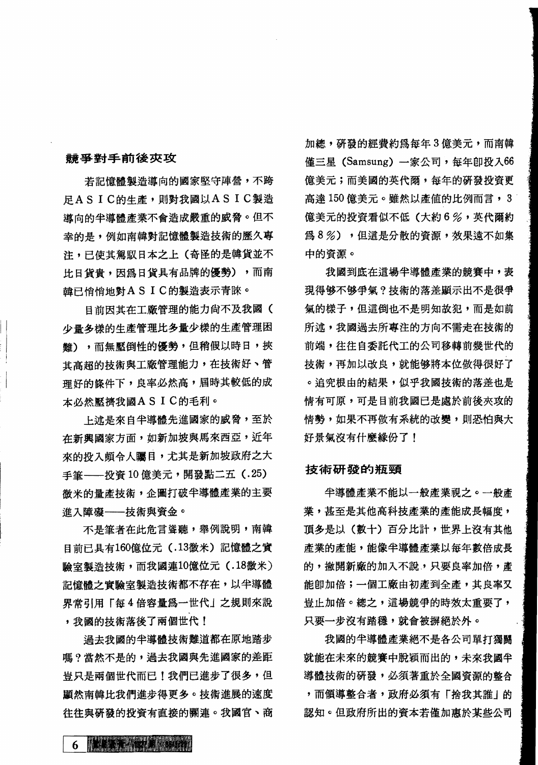## 競爭對手前後夾攻

若記憶體製造導向的國家堅守陣營，不跨足ＡＳＩＣ的生產，則對我國以ＡＳＩＣ製造導向的半導體產業不會造成嚴重的威脅。但不幸的是，例如南韓對記憶體製造技術的歷久專注，已使其駕馭日本之上（奇怪的是韓貨並不比日貨貴，因爲日貨具有品牌的優勢），而南韓已悄悄地對ＡＳＩＣ的製造表示青睞。

目前因其在工廠管理的能力尚不及我國（少量多樣的生產管理比多量少樣的生產管理困難），而無壓倒性的優勢，但稍假以時日，挾其高超的技術與工廠管理能力，在技術好、管理好的條件下，良率必然高，屆時其較低的成本必然壓擠我國ＡＳＩＣ的毛利。

上述是來自半導體先進國家的威脅，至於在新興國家方面，如新加坡與馬來西亞，近年來的投入頗令人矚目，尤其是新加坡政府之大手筆——投資 10 億美元，開發點二五（.25）微米的量產技術，企圖打破半導體產業的主要進入障礙——技術與資金。

不是筆者在此危言聳聽，舉例說明，南韓目前已具有160億位元（.13微米）記憶體之實驗室製造技術，而我國連10億位元（.18微米）記憶體之實驗室製造技術都不存在，以半導體界常引用「每 4 倍容量爲一世代」之規則來說，我國的技術落後了兩個世代！

過去我國的半導體技術難道都在原地踏步嗎？當然不是的，過去我國與先進國家的差距豈只是兩個世代而已！我們已進步了很多，但顯然南韓比我們進步得更多。技術進展的速度往往與研發的投資有直接的關連。我國官、商加總，研發的經費約爲每年 3 億美元，而南韓僅三星（Samsung）一家公司，每年卽投入66億美元；而美國的英代爾，每年的研發投資更高達 150 億美元。雖然以產值的比例而言，3 億美元的投資看似不低（大約 6 %，英代爾約爲 8 %），但這是分散的資源，效果遠不如集中的資源。

我國到底在這場半導體產業的競賽中，表現得夠不夠爭氣？技術的落差顯示出不是很爭氣的樣子，但這倒也不是明知故犯，而是如前所述，我國過去所專注的方向不需走在技術的前端，往往自委託代工的公司移轉前幾世代的技術，再加以改良，就能夠將本位做得很好了。追究根由的結果，似乎我國技術的落差也是情有可原，可是目前我國已是處於前後夾攻的情勢，如果不再做有系統的改變，則恐怕與大好景氣沒有什麼緣份了！

## 技術研發的瓶頸

半導體產業不能以一般產業視之。一般產業，甚至是其他高科技產業的產能成長幅度，頂多是以（數十）百分比計，世界上沒有其他產業的產能，能像半導體產業以每年數倍成長的，撇開新廠的加入不說，只要良率加倍，產能卽加倍；一個工廠由初產到全產，其良率又豈止加倍。總之，這場競爭的時效太重要了，只要一步沒有踏穩，就會被摒絕於外。

我國的半導體產業絕不是各公司單打獨鬪就能在未來的競賽中脫穎而出的，未來我國半導體技術的研發，必須著重於全國資源的整合，而領導整合者，政府必須有「捨我其誰」的認知。但政府所出的資本若僅加惠於某些公司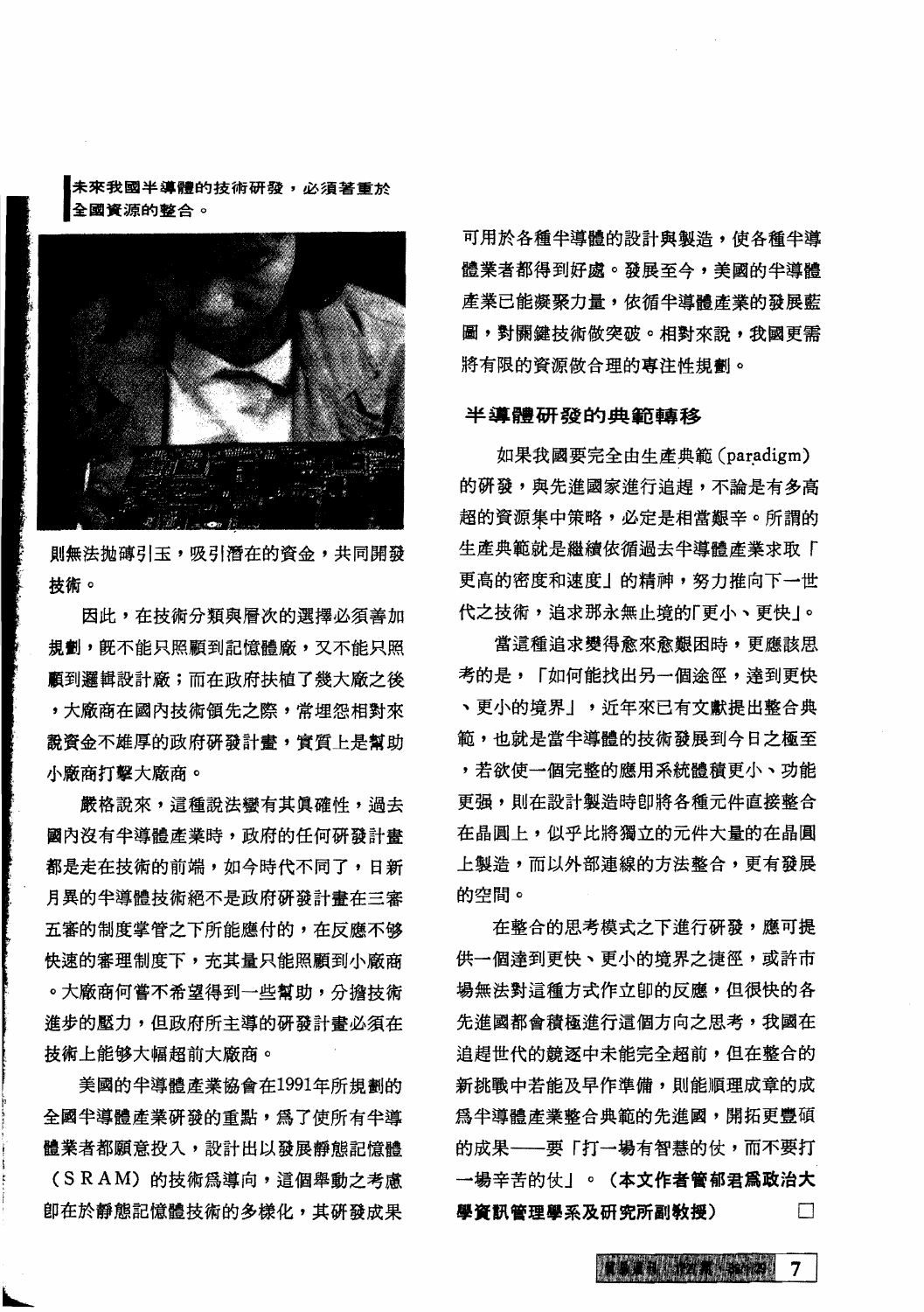**未來我國半導體的技術研發，必須著重於全國資源的整合。**

則無法拋磚引玉，吸引潛在的資金，共同開發技術。

因此，在技術分類與層次的選擇必須善加規劃，既不能只照顧到記憶體廠，又不能只照顧到邏輯設計廠；而在政府扶植了幾大廠之後，大廠商在國內技術領先之際，常埋怨相對來說資金不雄厚的政府研發計畫，實質上是幫助小廠商打擊大廠商。

嚴格說來，這種說法鑾有其真確性，過去國內沒有半導體產業時，政府的任何研發計畫都是走在技術的前端，如今時代不同了，日新月異的半導體技術絕不是政府研發計畫在三審五審的制度掌管之下所能應付的，在反應不夠快速的審理制度下，充其量只能照顧到小廠商。大廠商何嘗不希望得到一些幫助，分擔技術進步的壓力，但政府所主導的研發計畫必須在技術上能夠大幅超前大廠商。

美國的半導體產業協會在1991年所規劃的全國半導體產業研發的重點，為了使所有半導體業者都願意投入，設計出以發展靜態記憶體（SRAM）的技術為導向，這個舉動之考慮即在於靜態記憶體技術的多樣化，其研發成果可用於各種半導體的設計與製造，使各種半導體業者都得到好處。發展至今，美國的半導體產業已能凝聚力量，依循半導體產業的發展藍圖，對關鍵技術做突破。相對來說，我國更需將有限的資源做合理的專注性規劃。

## 半導體研發的典範轉移

如果我國要完全由生產典範（paradigm）的研發，與先進國家進行追趕，不論是有多高超的資源集中策略，必定是相當艱辛。所謂的生產典範就是繼續依循過去半導體產業求取「更高的密度和速度」的精神，努力推向下一世代之技術，追求那永無止境的「更小、更快」。

當這種追求變得愈來愈艱困時，更應該思考的是，「如何能找出另一個途徑，達到更快、更小的境界」，近年來已有文獻提出整合典範，也就是當半導體的技術發展到今日之極至，若欲使一個完整的應用系統體積更小、功能更強，則在設計製造時即將各種元件直接整合在晶圓上，似乎比將獨立的元件大量的在晶圓上製造，而以外部連線的方法整合，更有發展的空間。

在整合的思考模式之下進行研發，應可提供一個達到更快、更小的境界之捷徑，或許市場無法對這種方式作立即的反應，但很快的各先進國都會積極進行這個方向之思考，我國在追趕世代的競逐中未能完全超前，但在整合的新挑戰中若能及早作準備，則能順理成章的成為半導體產業整合典範的先進國，開拓更豐碩的成果——要「打一場有智慧的仗，而不要打一場辛苦的仗」。**（本文作者管郁君為政治大學資訊管理學系及研究所副教授）** □